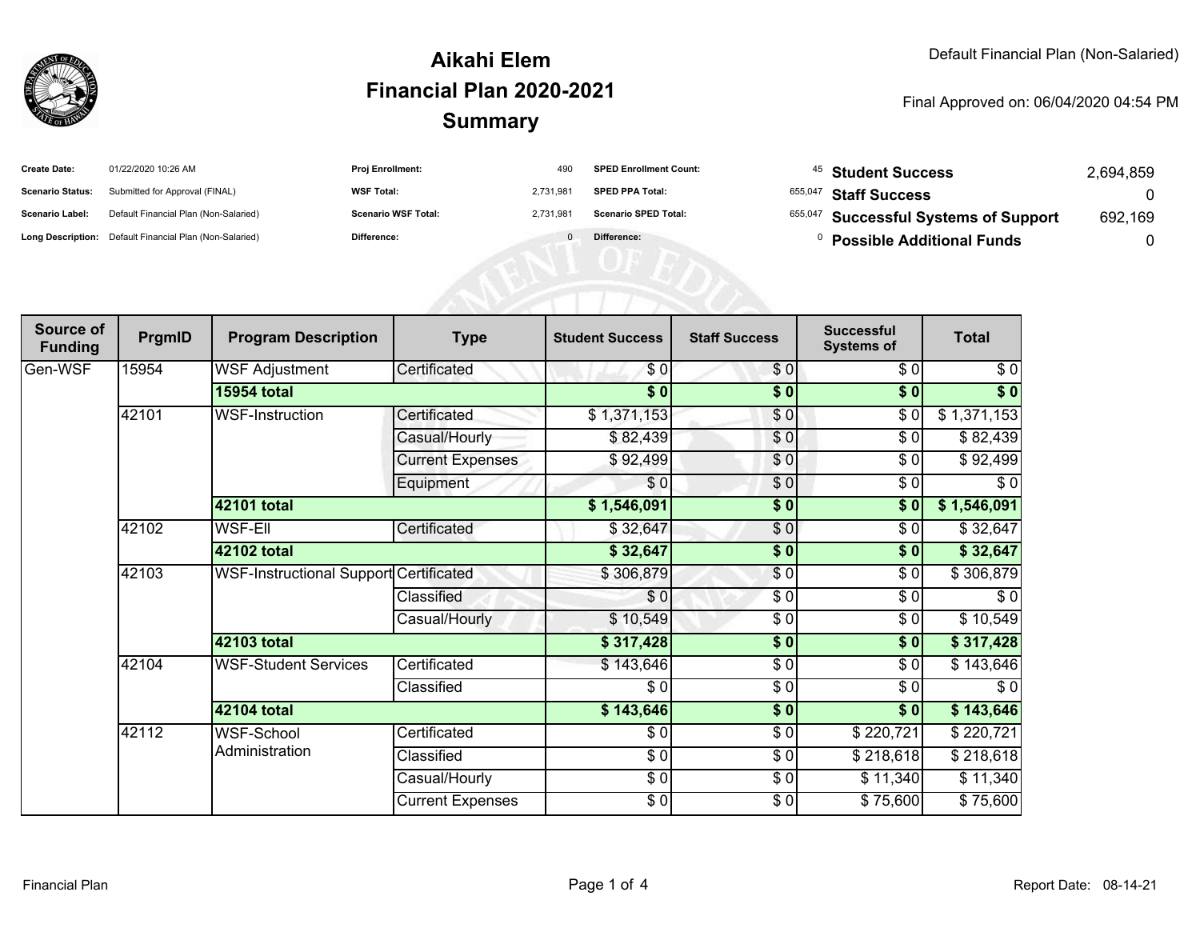# Aikahi Elem
## Financial Plan 2020-2021
## Summary

Default Financial Plan (Non-Salaried)

Final Approved on: 06/04/2020 04:54 PM

| | | | | | | | |
|---|---|---|---|---|---|---|---|
| **Create Date:** | 01/22/2020 10:26 AM | **Proj Enrollment:** | 490 | **SPED Enrollment Count:** | 45 | **Student Success** | 2,694,859 |
| **Scenario Status:** | Submitted for Approval (FINAL) | **WSF Total:** | 2,731,981 | **SPED PPA Total:** | 655,047 | **Staff Success** | 0 |
| **Scenario Label:** | Default Financial Plan (Non-Salaried) | **Scenario WSF Total:** | 2,731,981 | **Scenario SPED Total:** | 655,047 | **Successful Systems of Support** | 692,169 |
| **Long Description:** | Default Financial Plan (Non-Salaried) | **Difference:** | 0 | **Difference:** | 0 | **Possible Additional Funds** | 0 |

| Source of Funding | PrgmID | Program Description | Type | Student Success | Staff Success | Successful Systems of | Total |
|---|---|---|---|---|---|---|---|
| Gen-WSF | 15954 | WSF Adjustment | Certificated | $ 0 | $ 0 | $ 0 | $ 0 |
| | | **15954 total** | | **$ 0** | **$ 0** | **$ 0** | **$ 0** |
| | 42101 | WSF-Instruction | Certificated | $ 1,371,153 | $ 0 | $ 0 | $ 1,371,153 |
| | | | Casual/Hourly | $ 82,439 | $ 0 | $ 0 | $ 82,439 |
| | | | Current Expenses | $ 92,499 | $ 0 | $ 0 | $ 92,499 |
| | | | Equipment | $ 0 | $ 0 | $ 0 | $ 0 |
| | | **42101 total** | | **$ 1,546,091** | **$ 0** | **$ 0** | **$ 1,546,091** |
| | 42102 | WSF-Ell | Certificated | $ 32,647 | $ 0 | $ 0 | $ 32,647 |
| | | **42102 total** | | **$ 32,647** | **$ 0** | **$ 0** | **$ 32,647** |
| | 42103 | WSF-Instructional Support | Certificated | $ 306,879 | $ 0 | $ 0 | $ 306,879 |
| | | | Classified | $ 0 | $ 0 | $ 0 | $ 0 |
| | | | Casual/Hourly | $ 10,549 | $ 0 | $ 0 | $ 10,549 |
| | | **42103 total** | | **$ 317,428** | **$ 0** | **$ 0** | **$ 317,428** |
| | 42104 | WSF-Student Services | Certificated | $ 143,646 | $ 0 | $ 0 | $ 143,646 |
| | | | Classified | $ 0 | $ 0 | $ 0 | $ 0 |
| | | **42104 total** | | **$ 143,646** | **$ 0** | **$ 0** | **$ 143,646** |
| | 42112 | WSF-School Administration | Certificated | $ 0 | $ 0 | $ 220,721 | $ 220,721 |
| | | | Classified | $ 0 | $ 0 | $ 218,618 | $ 218,618 |
| | | | Casual/Hourly | $ 0 | $ 0 | $ 11,340 | $ 11,340 |
| | | | Current Expenses | $ 0 | $ 0 | $ 75,600 | $ 75,600 |

Financial Plan

Report Date: 08-14-21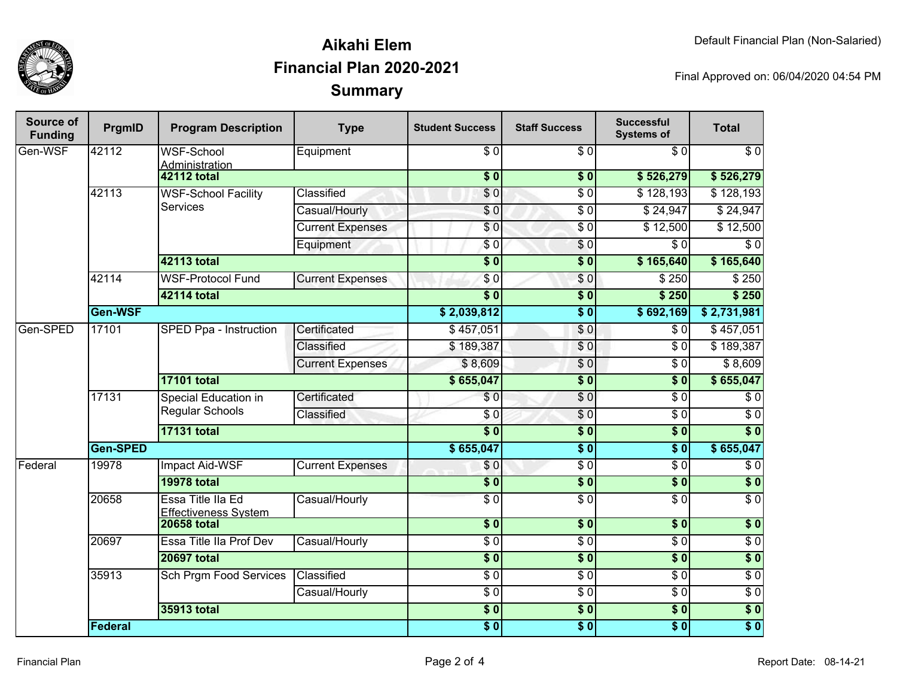# Aikahi Elem
## Financial Plan 2020-2021
## Summary

Default Financial Plan (Non-Salaried)

Final Approved on: 06/04/2020 04:54 PM

| Source of Funding | PrgmID | Program Description | Type | Student Success | Staff Success | Successful Systems of | Total |
|---|---|---|---|---|---|---|---|
| Gen-WSF | 42112 | WSF-School Administration | Equipment | $ 0 | $ 0 | $ 0 | $ 0 |
| | | **42112 total** | | **$ 0** | **$ 0** | **$ 526,279** | **$ 526,279** |
| | 42113 | WSF-School Facility Services | Classified | $ 0 | $ 0 | $ 128,193 | $ 128,193 |
| | | | Casual/Hourly | $ 0 | $ 0 | $ 24,947 | $ 24,947 |
| | | | Current Expenses | $ 0 | $ 0 | $ 12,500 | $ 12,500 |
| | | | Equipment | $ 0 | $ 0 | $ 0 | $ 0 |
| | | **42113 total** | | **$ 0** | **$ 0** | **$ 165,640** | **$ 165,640** |
| | 42114 | WSF-Protocol Fund | Current Expenses | $ 0 | $ 0 | $ 250 | $ 250 |
| | | **42114 total** | | **$ 0** | **$ 0** | **$ 250** | **$ 250** |
| | **Gen-WSF** | | | **$ 2,039,812** | **$ 0** | **$ 692,169** | **$ 2,731,981** |
| Gen-SPED | 17101 | SPED Ppa - Instruction | Certificated | $ 457,051 | $ 0 | $ 0 | $ 457,051 |
| | | | Classified | $ 189,387 | $ 0 | $ 0 | $ 189,387 |
| | | | Current Expenses | $ 8,609 | $ 0 | $ 0 | $ 8,609 |
| | | **17101 total** | | **$ 655,047** | **$ 0** | **$ 0** | **$ 655,047** |
| | 17131 | Special Education in Regular Schools | Certificated | $ 0 | $ 0 | $ 0 | $ 0 |
| | | | Classified | $ 0 | $ 0 | $ 0 | $ 0 |
| | | **17131 total** | | **$ 0** | **$ 0** | **$ 0** | **$ 0** |
| | **Gen-SPED** | | | **$ 655,047** | **$ 0** | **$ 0** | **$ 655,047** |
| Federal | 19978 | Impact Aid-WSF | Current Expenses | $ 0 | $ 0 | $ 0 | $ 0 |
| | | **19978 total** | | **$ 0** | **$ 0** | **$ 0** | **$ 0** |
| | 20658 | Essa Title IIa Ed Effectiveness System | Casual/Hourly | $ 0 | $ 0 | $ 0 | $ 0 |
| | | **20658 total** | | **$ 0** | **$ 0** | **$ 0** | **$ 0** |
| | 20697 | Essa Title IIa Prof Dev | Casual/Hourly | $ 0 | $ 0 | $ 0 | $ 0 |
| | | **20697 total** | | **$ 0** | **$ 0** | **$ 0** | **$ 0** |
| | 35913 | Sch Prgm Food Services | Classified | $ 0 | $ 0 | $ 0 | $ 0 |
| | | | Casual/Hourly | $ 0 | $ 0 | $ 0 | $ 0 |
| | | **35913 total** | | **$ 0** | **$ 0** | **$ 0** | **$ 0** |
| | **Federal** | | | **$ 0** | **$ 0** | **$ 0** | **$ 0** |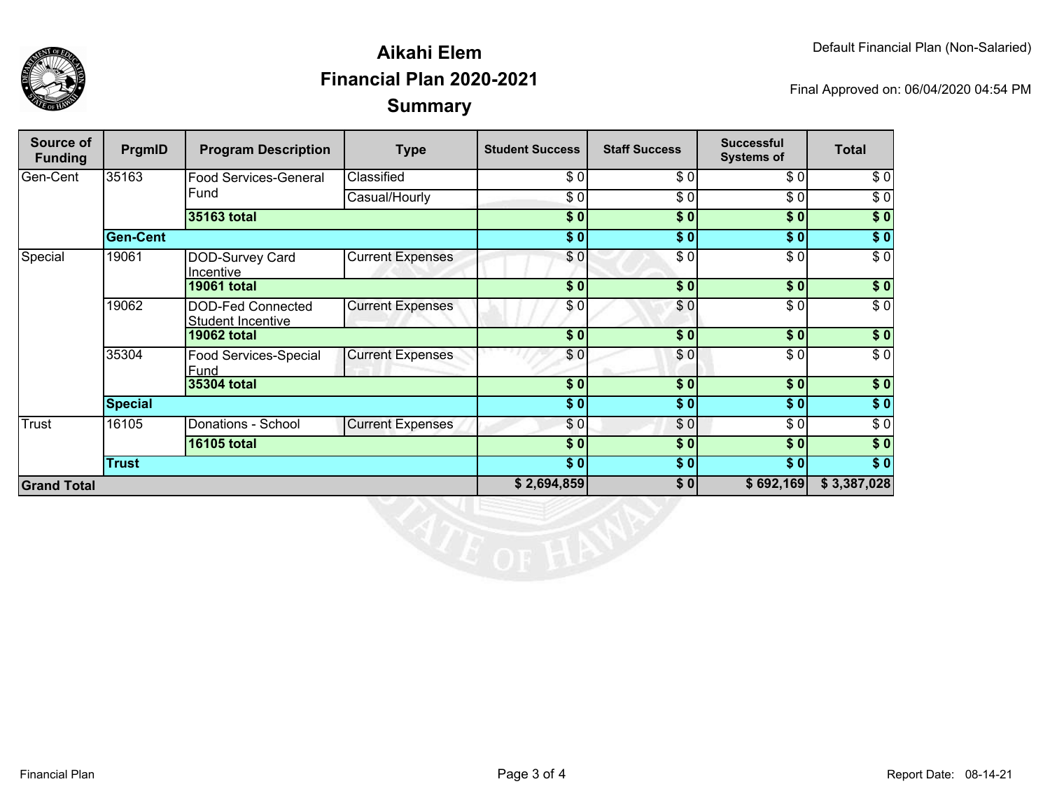# Aikahi Elem
## Financial Plan 2020-2021
## Summary

Default Financial Plan (Non-Salaried)

Final Approved on: 06/04/2020 04:54 PM

| Source of Funding | PrgmID | Program Description | Type | Student Success | Staff Success | Successful Systems of | Total |
|---|---|---|---|---|---|---|---|
| Gen-Cent | 35163 | Food Services-General Fund | Classified | $ 0 | $ 0 | $ 0 | $ 0 |
| | | | Casual/Hourly | $ 0 | $ 0 | $ 0 | $ 0 |
| | | **35163 total** | | **$ 0** | **$ 0** | **$ 0** | **$ 0** |
| | **Gen-Cent** | | | **$ 0** | **$ 0** | **$ 0** | **$ 0** |
| Special | 19061 | DOD-Survey Card Incentive | Current Expenses | $ 0 | $ 0 | $ 0 | $ 0 |
| | | **19061 total** | | **$ 0** | **$ 0** | **$ 0** | **$ 0** |
| | 19062 | DOD-Fed Connected Student Incentive | Current Expenses | $ 0 | $ 0 | $ 0 | $ 0 |
| | | **19062 total** | | **$ 0** | **$ 0** | **$ 0** | **$ 0** |
| | 35304 | Food Services-Special Fund | Current Expenses | $ 0 | $ 0 | $ 0 | $ 0 |
| | | **35304 total** | | **$ 0** | **$ 0** | **$ 0** | **$ 0** |
| | **Special** | | | **$ 0** | **$ 0** | **$ 0** | **$ 0** |
| Trust | 16105 | Donations - School | Current Expenses | $ 0 | $ 0 | $ 0 | $ 0 |
| | | **16105 total** | | **$ 0** | **$ 0** | **$ 0** | **$ 0** |
| | **Trust** | | | **$ 0** | **$ 0** | **$ 0** | **$ 0** |
| **Grand Total** | | | | **$ 2,694,859** | **$ 0** | **$ 692,169** | **$ 3,387,028** |

Financial Plan

Report Date: 08-14-21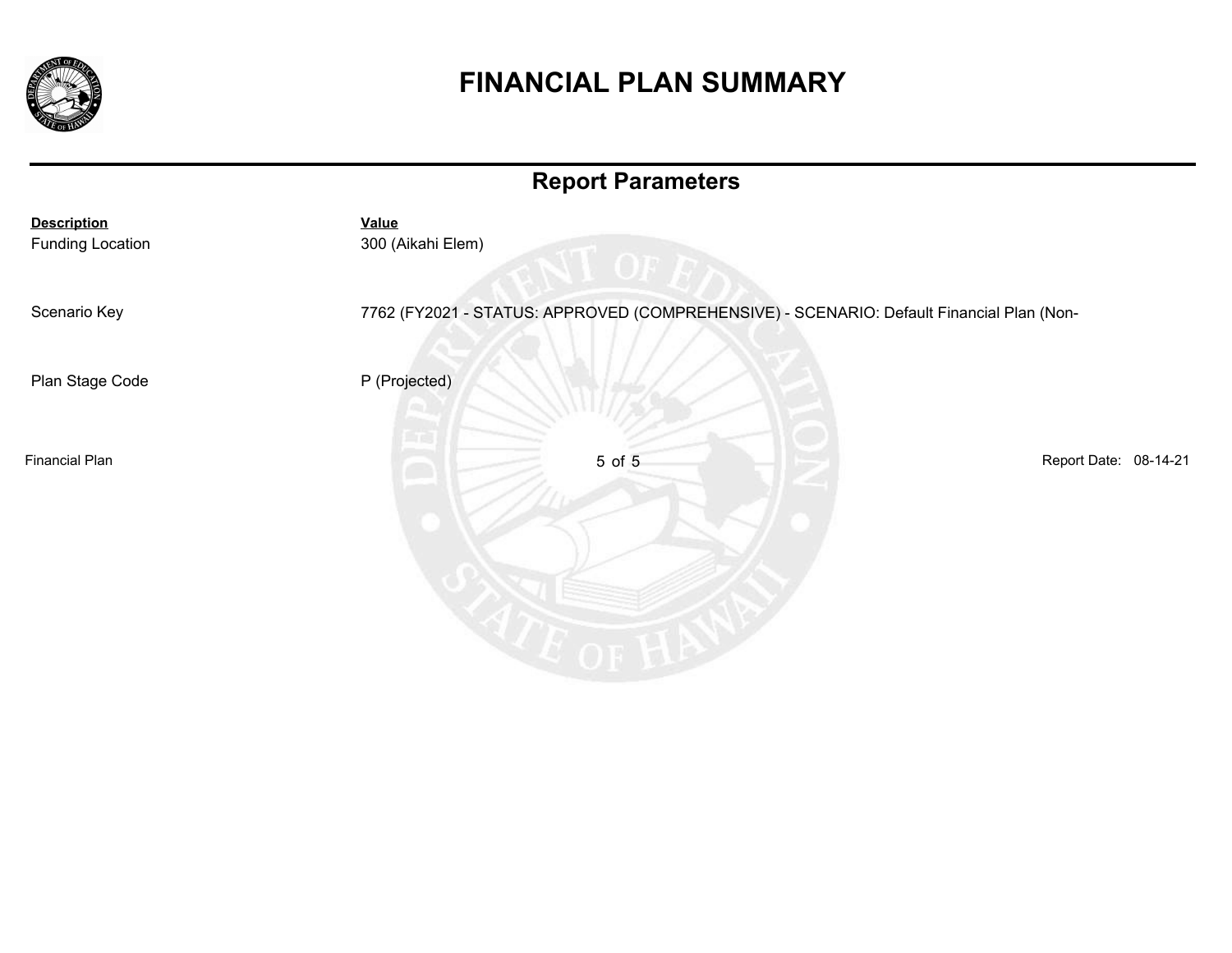# FINANCIAL PLAN SUMMARY

## Report Parameters

| Description | Value |
|---|---|
| Funding Location | 300 (Aikahi Elem) |
| Scenario Key | 7762 (FY2021 - STATUS: APPROVED (COMPREHENSIVE) - SCENARIO: Default Financial Plan (Non- |
| Plan Stage Code | P (Projected) |

Financial Plan

Report Date: 08-14-21